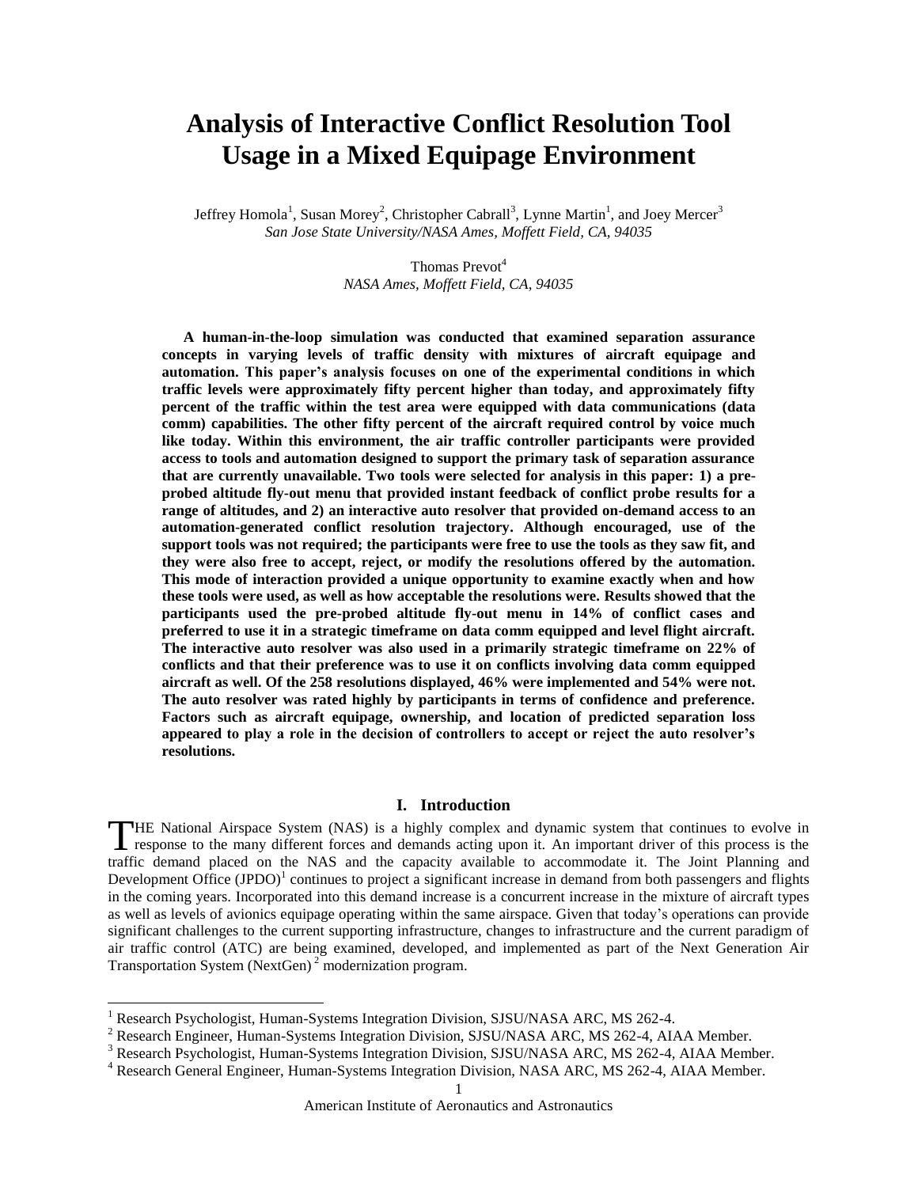# Analysis of Interactive Conflict Resolution Tool Usage in a Mixed Equipage Environment

Jeffrey Homola[1], Susan Morey[2], Christopher Cabrall[3], Lynne Martin[1], and Joey Mercer[3]
*San Jose State University/NASA Ames, Moffett Field, CA, 94035*

Thomas Prevot[4]
*NASA Ames, Moffett Field, CA, 94035*

**A human-in-the-loop simulation was conducted that examined separation assurance concepts in varying levels of traffic density with mixtures of aircraft equipage and automation. This paper's analysis focuses on one of the experimental conditions in which traffic levels were approximately fifty percent higher than today, and approximately fifty percent of the traffic within the test area were equipped with data communications (data comm) capabilities. The other fifty percent of the aircraft required control by voice much like today. Within this environment, the air traffic controller participants were provided access to tools and automation designed to support the primary task of separation assurance that are currently unavailable. Two tools were selected for analysis in this paper: 1) a pre-probed altitude fly-out menu that provided instant feedback of conflict probe results for a range of altitudes, and 2) an interactive auto resolver that provided on-demand access to an automation-generated conflict resolution trajectory. Although encouraged, use of the support tools was not required; the participants were free to use the tools as they saw fit, and they were also free to accept, reject, or modify the resolutions offered by the automation. This mode of interaction provided a unique opportunity to examine exactly when and how these tools were used, as well as how acceptable the resolutions were. Results showed that the participants used the pre-probed altitude fly-out menu in 14% of conflict cases and preferred to use it in a strategic timeframe on data comm equipped and level flight aircraft. The interactive auto resolver was also used in a primarily strategic timeframe on 22% of conflicts and that their preference was to use it on conflicts involving data comm equipped aircraft as well. Of the 258 resolutions displayed, 46% were implemented and 54% were not. The auto resolver was rated highly by participants in terms of confidence and preference. Factors such as aircraft equipage, ownership, and location of predicted separation loss appeared to play a role in the decision of controllers to accept or reject the auto resolver's resolutions.**

## I. Introduction

THE National Airspace System (NAS) is a highly complex and dynamic system that continues to evolve in response to the many different forces and demands acting upon it. An important driver of this process is the traffic demand placed on the NAS and the capacity available to accommodate it. The Joint Planning and Development Office (JPDO)[1] continues to project a significant increase in demand from both passengers and flights in the coming years. Incorporated into this demand increase is a concurrent increase in the mixture of aircraft types as well as levels of avionics equipage operating within the same airspace. Given that today's operations can provide significant challenges to the current supporting infrastructure, changes to infrastructure and the current paradigm of air traffic control (ATC) are being examined, developed, and implemented as part of the Next Generation Air Transportation System (NextGen)[2] modernization program.

---

[1] Research Psychologist, Human-Systems Integration Division, SJSU/NASA ARC, MS 262-4.
[2] Research Engineer, Human-Systems Integration Division, SJSU/NASA ARC, MS 262-4, AIAA Member.
[3] Research Psychologist, Human-Systems Integration Division, SJSU/NASA ARC, MS 262-4, AIAA Member.
[4] Research General Engineer, Human-Systems Integration Division, NASA ARC, MS 262-4, AIAA Member.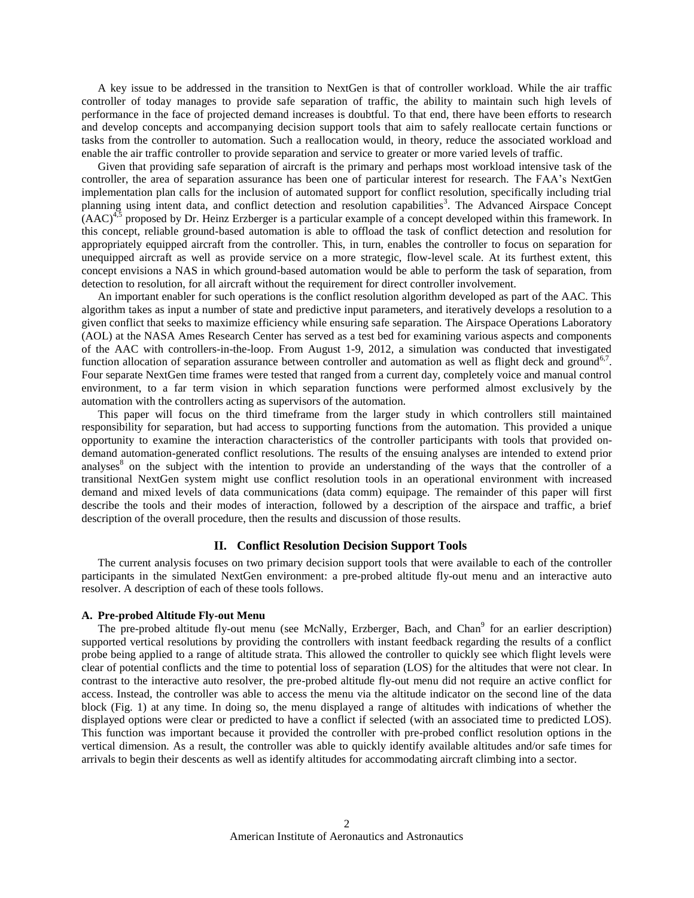A key issue to be addressed in the transition to NextGen is that of controller workload. While the air traffic controller of today manages to provide safe separation of traffic, the ability to maintain such high levels of performance in the face of projected demand increases is doubtful. To that end, there have been efforts to research and develop concepts and accompanying decision support tools that aim to safely reallocate certain functions or tasks from the controller to automation. Such a reallocation would, in theory, reduce the associated workload and enable the air traffic controller to provide separation and service to greater or more varied levels of traffic.

Given that providing safe separation of aircraft is the primary and perhaps most workload intensive task of the controller, the area of separation assurance has been one of particular interest for research. The FAA's NextGen implementation plan calls for the inclusion of automated support for conflict resolution, specifically including trial planning using intent data, and conflict detection and resolution capabilities[3]. The Advanced Airspace Concept (AAC)[4,5] proposed by Dr. Heinz Erzberger is a particular example of a concept developed within this framework. In this concept, reliable ground-based automation is able to offload the task of conflict detection and resolution for appropriately equipped aircraft from the controller. This, in turn, enables the controller to focus on separation for unequipped aircraft as well as provide service on a more strategic, flow-level scale. At its furthest extent, this concept envisions a NAS in which ground-based automation would be able to perform the task of separation, from detection to resolution, for all aircraft without the requirement for direct controller involvement.

An important enabler for such operations is the conflict resolution algorithm developed as part of the AAC. This algorithm takes as input a number of state and predictive input parameters, and iteratively develops a resolution to a given conflict that seeks to maximize efficiency while ensuring safe separation. The Airspace Operations Laboratory (AOL) at the NASA Ames Research Center has served as a test bed for examining various aspects and components of the AAC with controllers-in-the-loop. From August 1-9, 2012, a simulation was conducted that investigated function allocation of separation assurance between controller and automation as well as flight deck and ground[6,7]. Four separate NextGen time frames were tested that ranged from a current day, completely voice and manual control environment, to a far term vision in which separation functions were performed almost exclusively by the automation with the controllers acting as supervisors of the automation.

This paper will focus on the third timeframe from the larger study in which controllers still maintained responsibility for separation, but had access to supporting functions from the automation. This provided a unique opportunity to examine the interaction characteristics of the controller participants with tools that provided on-demand automation-generated conflict resolutions. The results of the ensuing analyses are intended to extend prior analyses[8] on the subject with the intention to provide an understanding of the ways that the controller of a transitional NextGen system might use conflict resolution tools in an operational environment with increased demand and mixed levels of data communications (data comm) equipage. The remainder of this paper will first describe the tools and their modes of interaction, followed by a description of the airspace and traffic, a brief description of the overall procedure, then the results and discussion of those results.

## II. Conflict Resolution Decision Support Tools

The current analysis focuses on two primary decision support tools that were available to each of the controller participants in the simulated NextGen environment: a pre-probed altitude fly-out menu and an interactive auto resolver. A description of each of these tools follows.

### A. Pre-probed Altitude Fly-out Menu

The pre-probed altitude fly-out menu (see McNally, Erzberger, Bach, and Chan[9] for an earlier description) supported vertical resolutions by providing the controllers with instant feedback regarding the results of a conflict probe being applied to a range of altitude strata. This allowed the controller to quickly see which flight levels were clear of potential conflicts and the time to potential loss of separation (LOS) for the altitudes that were not clear. In contrast to the interactive auto resolver, the pre-probed altitude fly-out menu did not require an active conflict for access. Instead, the controller was able to access the menu via the altitude indicator on the second line of the data block (Fig. 1) at any time. In doing so, the menu displayed a range of altitudes with indications of whether the displayed options were clear or predicted to have a conflict if selected (with an associated time to predicted LOS). This function was important because it provided the controller with pre-probed conflict resolution options in the vertical dimension. As a result, the controller was able to quickly identify available altitudes and/or safe times for arrivals to begin their descents as well as identify altitudes for accommodating aircraft climbing into a sector.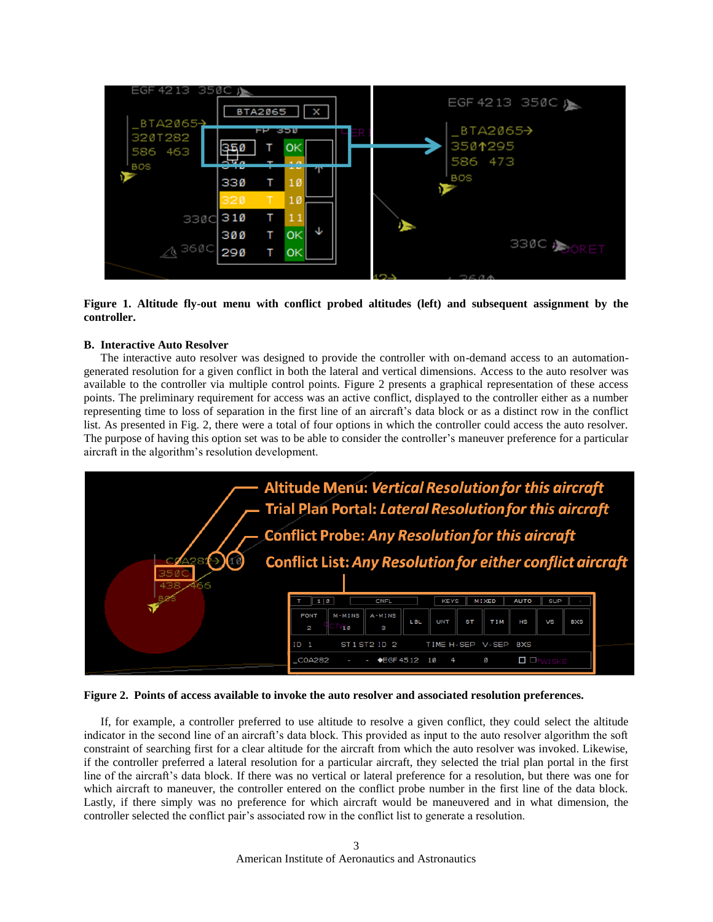**Figure 1. Altitude fly-out menu with conflict probed altitudes (left) and subsequent assignment by the controller.**

### B. Interactive Auto Resolver

The interactive auto resolver was designed to provide the controller with on-demand access to an automation-generated resolution for a given conflict in both the lateral and vertical dimensions. Access to the auto resolver was available to the controller via multiple control points. Figure 2 presents a graphical representation of these access points. The preliminary requirement for access was an active conflict, displayed to the controller either as a number representing time to loss of separation in the first line of an aircraft's data block or as a distinct row in the conflict list. As presented in Fig. 2, there were a total of four options in which the controller could access the auto resolver. The purpose of having this option set was to be able to consider the controller's maneuver preference for a particular aircraft in the algorithm's resolution development.

**Figure 2. Points of access available to invoke the auto resolver and associated resolution preferences.**

If, for example, a controller preferred to use altitude to resolve a given conflict, they could select the altitude indicator in the second line of an aircraft's data block. This provided as input to the auto resolver algorithm the soft constraint of searching first for a clear altitude for the aircraft from which the auto resolver was invoked. Likewise, if the controller preferred a lateral resolution for a particular aircraft, they selected the trial plan portal in the first line of the aircraft's data block. If there was no vertical or lateral preference for a resolution, but there was one for which aircraft to maneuver, the controller entered on the conflict probe number in the first line of the data block. Lastly, if there simply was no preference for which aircraft would be maneuvered and in what dimension, the controller selected the conflict pair's associated row in the conflict list to generate a resolution.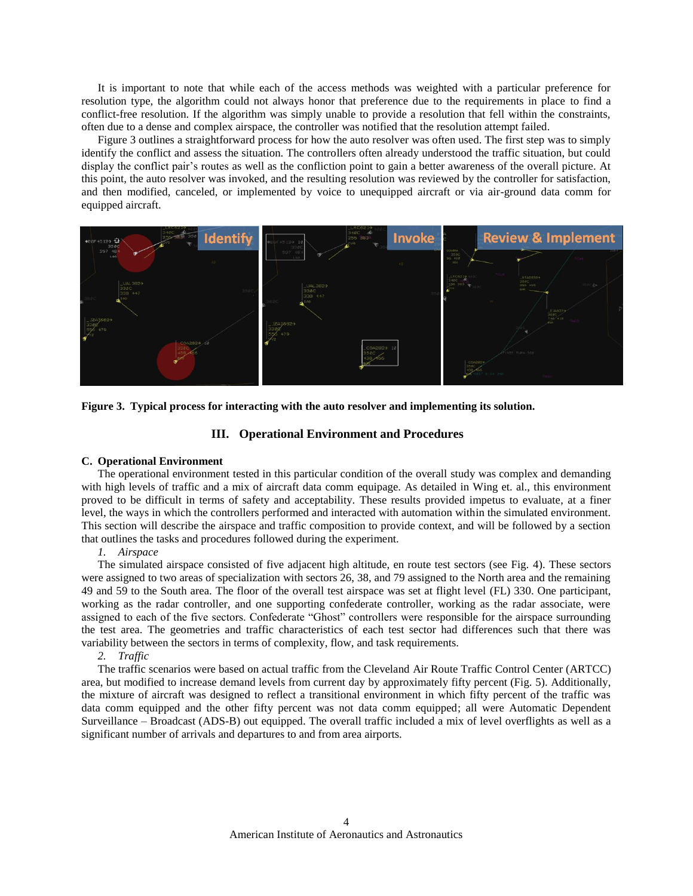It is important to note that while each of the access methods was weighted with a particular preference for resolution type, the algorithm could not always honor that preference due to the requirements in place to find a conflict-free resolution. If the algorithm was simply unable to provide a resolution that fell within the constraints, often due to a dense and complex airspace, the controller was notified that the resolution attempt failed.

Figure 3 outlines a straightforward process for how the auto resolver was often used. The first step was to simply identify the conflict and assess the situation. The controllers often already understood the traffic situation, but could display the conflict pair's routes as well as the confliction point to gain a better awareness of the overall picture. At this point, the auto resolver was invoked, and the resulting resolution was reviewed by the controller for satisfaction, and then modified, canceled, or implemented by voice to unequipped aircraft or via air-ground data comm for equipped aircraft.

**Figure 3. Typical process for interacting with the auto resolver and implementing its solution.**

## III. Operational Environment and Procedures

### C. Operational Environment

The operational environment tested in this particular condition of the overall study was complex and demanding with high levels of traffic and a mix of aircraft data comm equipage. As detailed in Wing et. al., this environment proved to be difficult in terms of safety and acceptability. These results provided impetus to evaluate, at a finer level, the ways in which the controllers performed and interacted with automation within the simulated environment. This section will describe the airspace and traffic composition to provide context, and will be followed by a section that outlines the tasks and procedures followed during the experiment.

*1. Airspace*

The simulated airspace consisted of five adjacent high altitude, en route test sectors (see Fig. 4). These sectors were assigned to two areas of specialization with sectors 26, 38, and 79 assigned to the North area and the remaining 49 and 59 to the South area. The floor of the overall test airspace was set at flight level (FL) 330. One participant, working as the radar controller, and one supporting confederate controller, working as the radar associate, were assigned to each of the five sectors. Confederate "Ghost" controllers were responsible for the airspace surrounding the test area. The geometries and traffic characteristics of each test sector had differences such that there was variability between the sectors in terms of complexity, flow, and task requirements.

*2. Traffic*

The traffic scenarios were based on actual traffic from the Cleveland Air Route Traffic Control Center (ARTCC) area, but modified to increase demand levels from current day by approximately fifty percent (Fig. 5). Additionally, the mixture of aircraft was designed to reflect a transitional environment in which fifty percent of the traffic was data comm equipped and the other fifty percent was not data comm equipped; all were Automatic Dependent Surveillance – Broadcast (ADS-B) out equipped. The overall traffic included a mix of level overflights as well as a significant number of arrivals and departures to and from area airports.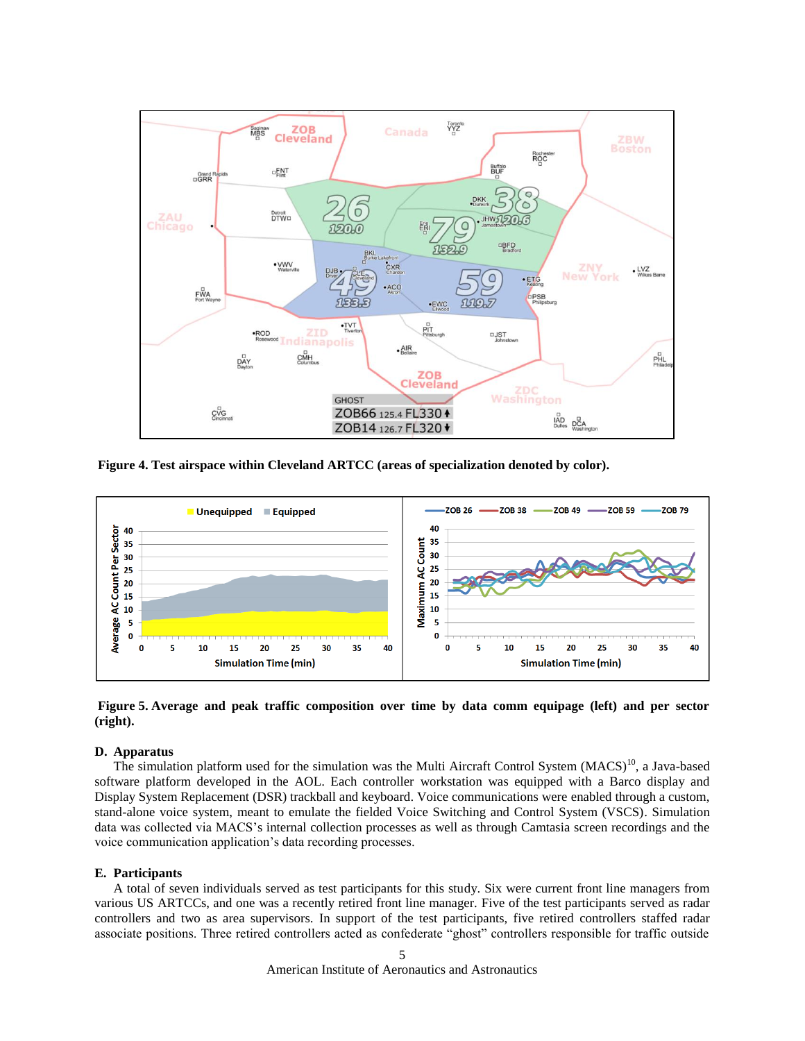**Figure 4. Test airspace within Cleveland ARTCC (areas of specialization denoted by color).**

**Figure 5. Average and peak traffic composition over time by data comm equipage (left) and per sector (right).**

## D. Apparatus

The simulation platform used for the simulation was the Multi Aircraft Control System (MACS)[10], a Java-based software platform developed in the AOL. Each controller workstation was equipped with a Barco display and Display System Replacement (DSR) trackball and keyboard. Voice communications were enabled through a custom, stand-alone voice system, meant to emulate the fielded Voice Switching and Control System (VSCS). Simulation data was collected via MACS's internal collection processes as well as through Camtasia screen recordings and the voice communication application's data recording processes.

## E. Participants

A total of seven individuals served as test participants for this study. Six were current front line managers from various US ARTCCs, and one was a recently retired front line manager. Five of the test participants served as radar controllers and two as area supervisors. In support of the test participants, five retired controllers staffed radar associate positions. Three retired controllers acted as confederate "ghost" controllers responsible for traffic outside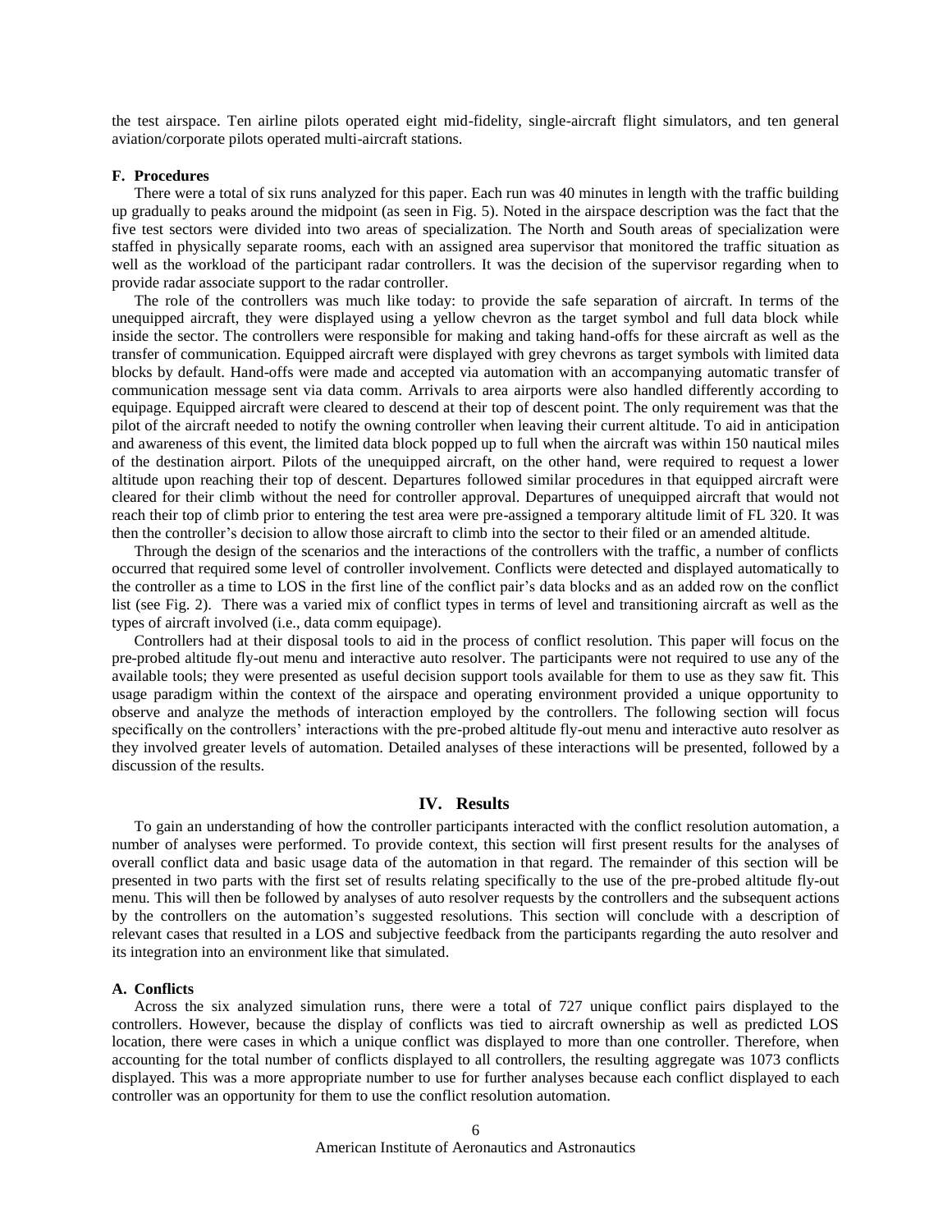the test airspace. Ten airline pilots operated eight mid-fidelity, single-aircraft flight simulators, and ten general aviation/corporate pilots operated multi-aircraft stations.

### F. Procedures

There were a total of six runs analyzed for this paper. Each run was 40 minutes in length with the traffic building up gradually to peaks around the midpoint (as seen in Fig. 5). Noted in the airspace description was the fact that the five test sectors were divided into two areas of specialization. The North and South areas of specialization were staffed in physically separate rooms, each with an assigned area supervisor that monitored the traffic situation as well as the workload of the participant radar controllers. It was the decision of the supervisor regarding when to provide radar associate support to the radar controller.

The role of the controllers was much like today: to provide the safe separation of aircraft. In terms of the unequipped aircraft, they were displayed using a yellow chevron as the target symbol and full data block while inside the sector. The controllers were responsible for making and taking hand-offs for these aircraft as well as the transfer of communication. Equipped aircraft were displayed with grey chevrons as target symbols with limited data blocks by default. Hand-offs were made and accepted via automation with an accompanying automatic transfer of communication message sent via data comm. Arrivals to area airports were also handled differently according to equipage. Equipped aircraft were cleared to descend at their top of descent point. The only requirement was that the pilot of the aircraft needed to notify the owning controller when leaving their current altitude. To aid in anticipation and awareness of this event, the limited data block popped up to full when the aircraft was within 150 nautical miles of the destination airport. Pilots of the unequipped aircraft, on the other hand, were required to request a lower altitude upon reaching their top of descent. Departures followed similar procedures in that equipped aircraft were cleared for their climb without the need for controller approval. Departures of unequipped aircraft that would not reach their top of climb prior to entering the test area were pre-assigned a temporary altitude limit of FL 320. It was then the controller's decision to allow those aircraft to climb into the sector to their filed or an amended altitude.

Through the design of the scenarios and the interactions of the controllers with the traffic, a number of conflicts occurred that required some level of controller involvement. Conflicts were detected and displayed automatically to the controller as a time to LOS in the first line of the conflict pair's data blocks and as an added row on the conflict list (see Fig. 2). There was a varied mix of conflict types in terms of level and transitioning aircraft as well as the types of aircraft involved (i.e., data comm equipage).

Controllers had at their disposal tools to aid in the process of conflict resolution. This paper will focus on the pre-probed altitude fly-out menu and interactive auto resolver. The participants were not required to use any of the available tools; they were presented as useful decision support tools available for them to use as they saw fit. This usage paradigm within the context of the airspace and operating environment provided a unique opportunity to observe and analyze the methods of interaction employed by the controllers. The following section will focus specifically on the controllers' interactions with the pre-probed altitude fly-out menu and interactive auto resolver as they involved greater levels of automation. Detailed analyses of these interactions will be presented, followed by a discussion of the results.

## IV. Results

To gain an understanding of how the controller participants interacted with the conflict resolution automation, a number of analyses were performed. To provide context, this section will first present results for the analyses of overall conflict data and basic usage data of the automation in that regard. The remainder of this section will be presented in two parts with the first set of results relating specifically to the use of the pre-probed altitude fly-out menu. This will then be followed by analyses of auto resolver requests by the controllers and the subsequent actions by the controllers on the automation's suggested resolutions. This section will conclude with a description of relevant cases that resulted in a LOS and subjective feedback from the participants regarding the auto resolver and its integration into an environment like that simulated.

### A. Conflicts

Across the six analyzed simulation runs, there were a total of 727 unique conflict pairs displayed to the controllers. However, because the display of conflicts was tied to aircraft ownership as well as predicted LOS location, there were cases in which a unique conflict was displayed to more than one controller. Therefore, when accounting for the total number of conflicts displayed to all controllers, the resulting aggregate was 1073 conflicts displayed. This was a more appropriate number to use for further analyses because each conflict displayed to each controller was an opportunity for them to use the conflict resolution automation.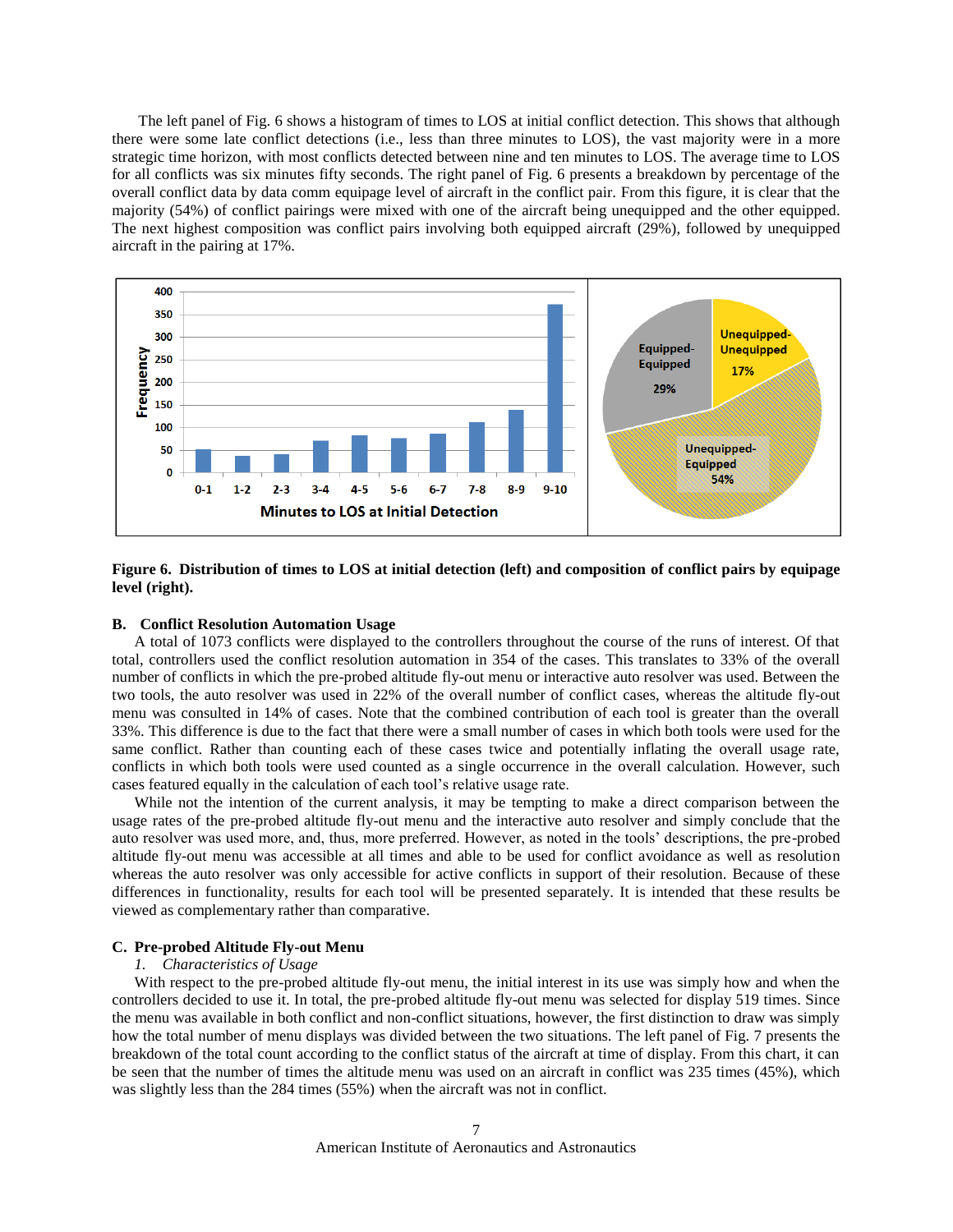The left panel of Fig. 6 shows a histogram of times to LOS at initial conflict detection. This shows that although there were some late conflict detections (i.e., less than three minutes to LOS), the vast majority were in a more strategic time horizon, with most conflicts detected between nine and ten minutes to LOS. The average time to LOS for all conflicts was six minutes fifty seconds. The right panel of Fig. 6 presents a breakdown by percentage of the overall conflict data by data comm equipage level of aircraft in the conflict pair. From this figure, it is clear that the majority (54%) of conflict pairings were mixed with one of the aircraft being unequipped and the other equipped. The next highest composition was conflict pairs involving both equipped aircraft (29%), followed by unequipped aircraft in the pairing at 17%.

**Figure 6. Distribution of times to LOS at initial detection (left) and composition of conflict pairs by equipage level (right).**

### B. Conflict Resolution Automation Usage

A total of 1073 conflicts were displayed to the controllers throughout the course of the runs of interest. Of that total, controllers used the conflict resolution automation in 354 of the cases. This translates to 33% of the overall number of conflicts in which the pre-probed altitude fly-out menu or interactive auto resolver was used. Between the two tools, the auto resolver was used in 22% of the overall number of conflict cases, whereas the altitude fly-out menu was consulted in 14% of cases. Note that the combined contribution of each tool is greater than the overall 33%. This difference is due to the fact that there were a small number of cases in which both tools were used for the same conflict. Rather than counting each of these cases twice and potentially inflating the overall usage rate, conflicts in which both tools were used counted as a single occurrence in the overall calculation. However, such cases featured equally in the calculation of each tool's relative usage rate.

While not the intention of the current analysis, it may be tempting to make a direct comparison between the usage rates of the pre-probed altitude fly-out menu and the interactive auto resolver and simply conclude that the auto resolver was used more, and, thus, more preferred. However, as noted in the tools' descriptions, the pre-probed altitude fly-out menu was accessible at all times and able to be used for conflict avoidance as well as resolution whereas the auto resolver was only accessible for active conflicts in support of their resolution. Because of these differences in functionality, results for each tool will be presented separately. It is intended that these results be viewed as complementary rather than comparative.

### C. Pre-probed Altitude Fly-out Menu

#### *1. Characteristics of Usage*

With respect to the pre-probed altitude fly-out menu, the initial interest in its use was simply how and when the controllers decided to use it. In total, the pre-probed altitude fly-out menu was selected for display 519 times. Since the menu was available in both conflict and non-conflict situations, however, the first distinction to draw was simply how the total number of menu displays was divided between the two situations. The left panel of Fig. 7 presents the breakdown of the total count according to the conflict status of the aircraft at time of display. From this chart, it can be seen that the number of times the altitude menu was used on an aircraft in conflict was 235 times (45%), which was slightly less than the 284 times (55%) when the aircraft was not in conflict.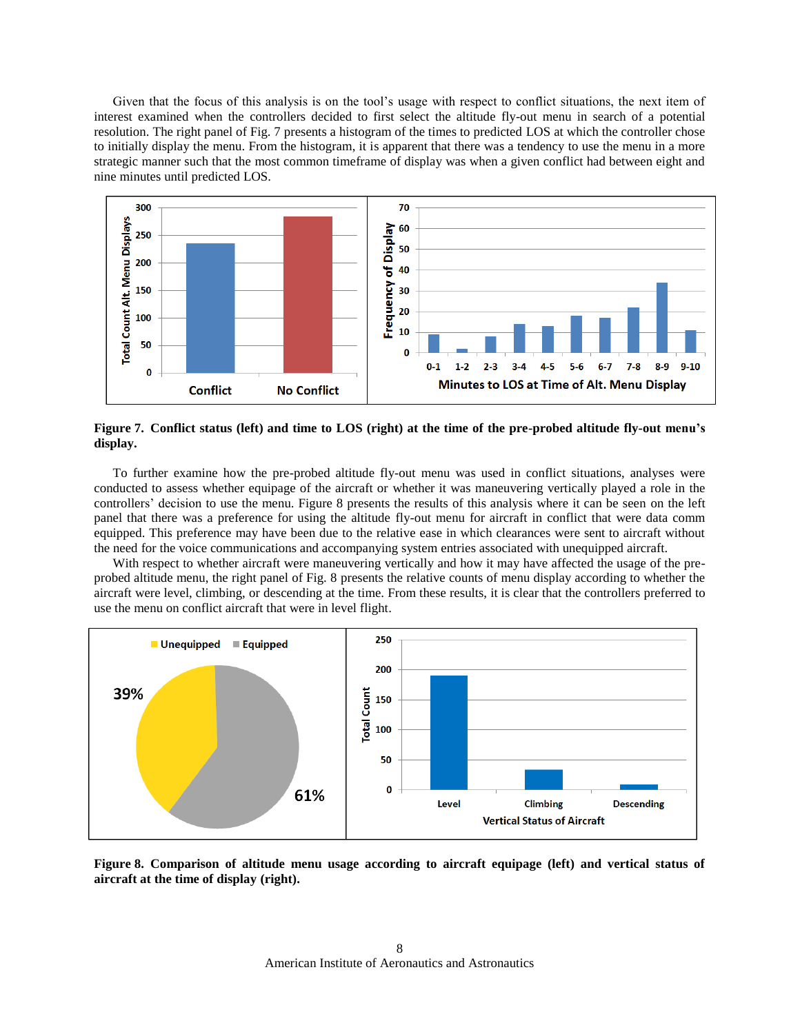Given that the focus of this analysis is on the tool's usage with respect to conflict situations, the next item of interest examined when the controllers decided to first select the altitude fly-out menu in search of a potential resolution. The right panel of Fig. 7 presents a histogram of the times to predicted LOS at which the controller chose to initially display the menu. From the histogram, it is apparent that there was a tendency to use the menu in a more strategic manner such that the most common timeframe of display was when a given conflict had between eight and nine minutes until predicted LOS.

**Figure 7. Conflict status (left) and time to LOS (right) at the time of the pre-probed altitude fly-out menu's display.**

To further examine how the pre-probed altitude fly-out menu was used in conflict situations, analyses were conducted to assess whether equipage of the aircraft or whether it was maneuvering vertically played a role in the controllers' decision to use the menu. Figure 8 presents the results of this analysis where it can be seen on the left panel that there was a preference for using the altitude fly-out menu for aircraft in conflict that were data comm equipped. This preference may have been due to the relative ease in which clearances were sent to aircraft without the need for the voice communications and accompanying system entries associated with unequipped aircraft.

With respect to whether aircraft were maneuvering vertically and how it may have affected the usage of the pre-probed altitude menu, the right panel of Fig. 8 presents the relative counts of menu display according to whether the aircraft were level, climbing, or descending at the time. From these results, it is clear that the controllers preferred to use the menu on conflict aircraft that were in level flight.

**Figure 8. Comparison of altitude menu usage according to aircraft equipage (left) and vertical status of aircraft at the time of display (right).**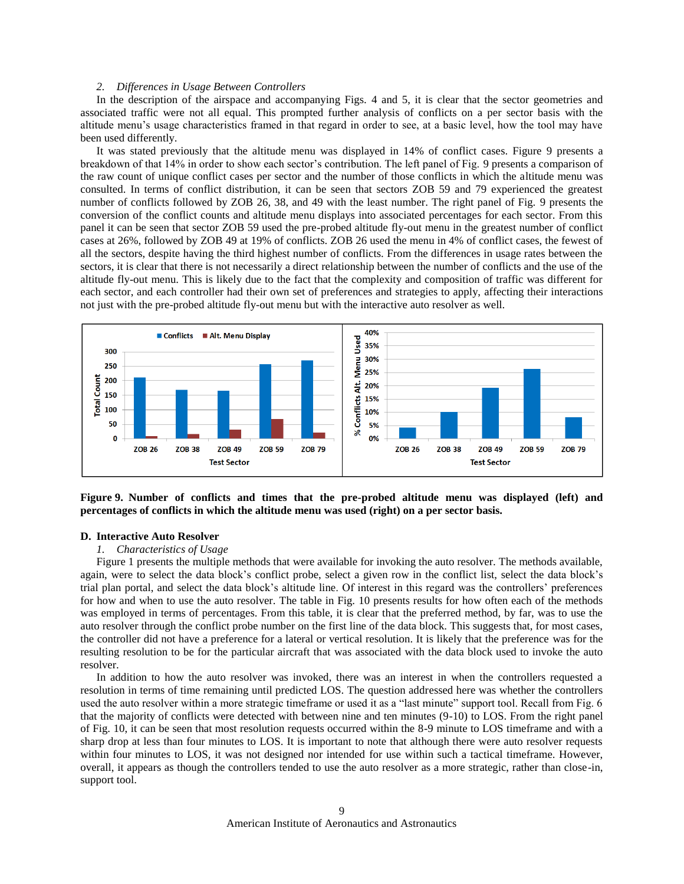*2. Differences in Usage Between Controllers*

In the description of the airspace and accompanying Figs. 4 and 5, it is clear that the sector geometries and associated traffic were not all equal. This prompted further analysis of conflicts on a per sector basis with the altitude menu's usage characteristics framed in that regard in order to see, at a basic level, how the tool may have been used differently.

It was stated previously that the altitude menu was displayed in 14% of conflict cases. Figure 9 presents a breakdown of that 14% in order to show each sector's contribution. The left panel of Fig. 9 presents a comparison of the raw count of unique conflict cases per sector and the number of those conflicts in which the altitude menu was consulted. In terms of conflict distribution, it can be seen that sectors ZOB 59 and 79 experienced the greatest number of conflicts followed by ZOB 26, 38, and 49 with the least number. The right panel of Fig. 9 presents the conversion of the conflict counts and altitude menu displays into associated percentages for each sector. From this panel it can be seen that sector ZOB 59 used the pre-probed altitude fly-out menu in the greatest number of conflict cases at 26%, followed by ZOB 49 at 19% of conflicts. ZOB 26 used the menu in 4% of conflict cases, the fewest of all the sectors, despite having the third highest number of conflicts. From the differences in usage rates between the sectors, it is clear that there is not necessarily a direct relationship between the number of conflicts and the use of the altitude fly-out menu. This is likely due to the fact that the complexity and composition of traffic was different for each sector, and each controller had their own set of preferences and strategies to apply, affecting their interactions not just with the pre-probed altitude fly-out menu but with the interactive auto resolver as well.

Conflicts
Alt. Menu Display
Total Count
300
250
200
150
100
50
0
ZOB 26
ZOB 38
ZOB 49
ZOB 59
ZOB 79
Test Sector

% Conflicts Alt. Menu Used
40%
35%
30%
25%
20%
15%
10%
5%
0%
ZOB 26
ZOB 38
ZOB 49
ZOB 59
ZOB 79
Test Sector

**Figure 9. Number of conflicts and times that the pre-probed altitude menu was displayed (left) and percentages of conflicts in which the altitude menu was used (right) on a per sector basis.**

## D. Interactive Auto Resolver

*1. Characteristics of Usage*

Figure 1 presents the multiple methods that were available for invoking the auto resolver. The methods available, again, were to select the data block's conflict probe, select a given row in the conflict list, select the data block's trial plan portal, and select the data block's altitude line. Of interest in this regard was the controllers' preferences for how and when to use the auto resolver. The table in Fig. 10 presents results for how often each of the methods was employed in terms of percentages. From this table, it is clear that the preferred method, by far, was to use the auto resolver through the conflict probe number on the first line of the data block. This suggests that, for most cases, the controller did not have a preference for a lateral or vertical resolution. It is likely that the preference was for the resulting resolution to be for the particular aircraft that was associated with the data block used to invoke the auto resolver.

In addition to how the auto resolver was invoked, there was an interest in when the controllers requested a resolution in terms of time remaining until predicted LOS. The question addressed here was whether the controllers used the auto resolver within a more strategic timeframe or used it as a "last minute" support tool. Recall from Fig. 6 that the majority of conflicts were detected with between nine and ten minutes (9-10) to LOS. From the right panel of Fig. 10, it can be seen that most resolution requests occurred within the 8-9 minute to LOS timeframe and with a sharp drop at less than four minutes to LOS. It is important to note that although there were auto resolver requests within four minutes to LOS, it was not designed nor intended for use within such a tactical timeframe. However, overall, it appears as though the controllers tended to use the auto resolver as a more strategic, rather than close-in, support tool.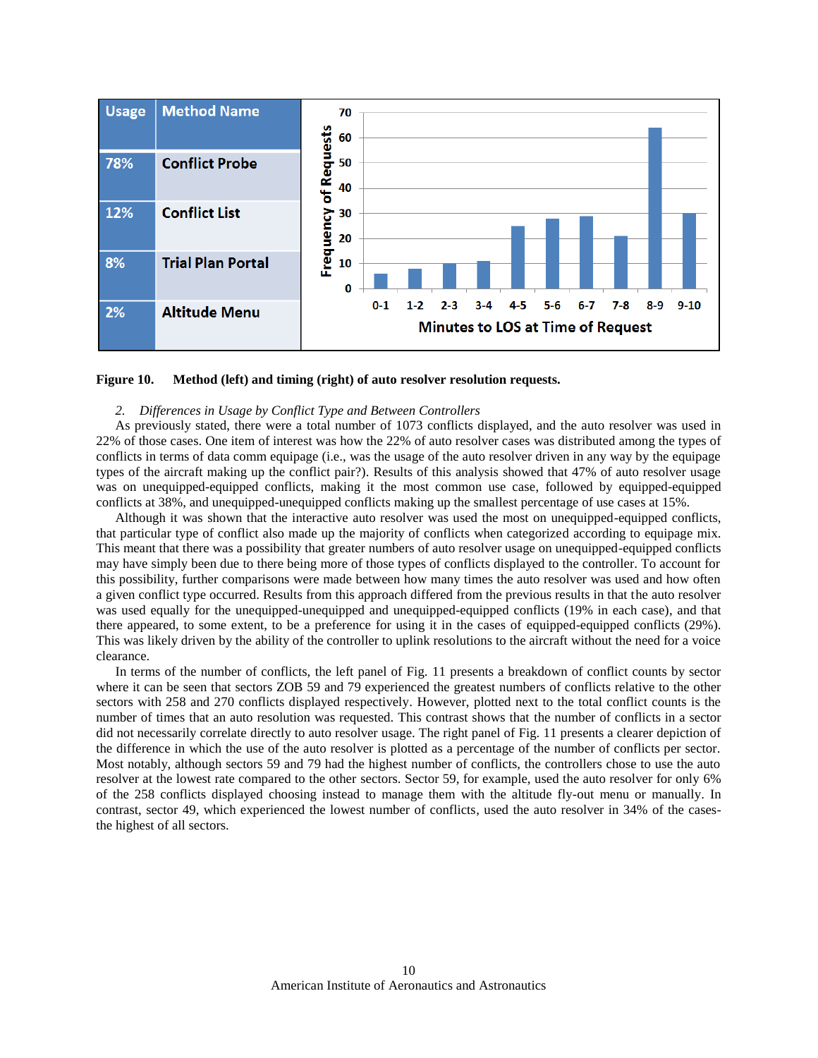| Usage | Method Name |
|---|---|
| 78% | Conflict Probe |
| 12% | Conflict List |
| 8% | Trial Plan Portal |
| 2% | Altitude Menu |

**Figure 10. Method (left) and timing (right) of auto resolver resolution requests.**

### 2. *Differences in Usage by Conflict Type and Between Controllers*

As previously stated, there were a total number of 1073 conflicts displayed, and the auto resolver was used in 22% of those cases. One item of interest was how the 22% of auto resolver cases was distributed among the types of conflicts in terms of data comm equipage (i.e., was the usage of the auto resolver driven in any way by the equipage types of the aircraft making up the conflict pair?). Results of this analysis showed that 47% of auto resolver usage was on unequipped-equipped conflicts, making it the most common use case, followed by equipped-equipped conflicts at 38%, and unequipped-unequipped conflicts making up the smallest percentage of use cases at 15%.

Although it was shown that the interactive auto resolver was used the most on unequipped-equipped conflicts, that particular type of conflict also made up the majority of conflicts when categorized according to equipage mix. This meant that there was a possibility that greater numbers of auto resolver usage on unequipped-equipped conflicts may have simply been due to there being more of those types of conflicts displayed to the controller. To account for this possibility, further comparisons were made between how many times the auto resolver was used and how often a given conflict type occurred. Results from this approach differed from the previous results in that the auto resolver was used equally for the unequipped-unequipped and unequipped-equipped conflicts (19% in each case), and that there appeared, to some extent, to be a preference for using it in the cases of equipped-equipped conflicts (29%). This was likely driven by the ability of the controller to uplink resolutions to the aircraft without the need for a voice clearance.

In terms of the number of conflicts, the left panel of Fig. 11 presents a breakdown of conflict counts by sector where it can be seen that sectors ZOB 59 and 79 experienced the greatest numbers of conflicts relative to the other sectors with 258 and 270 conflicts displayed respectively. However, plotted next to the total conflict counts is the number of times that an auto resolution was requested. This contrast shows that the number of conflicts in a sector did not necessarily correlate directly to auto resolver usage. The right panel of Fig. 11 presents a clearer depiction of the difference in which the use of the auto resolver is plotted as a percentage of the number of conflicts per sector. Most notably, although sectors 59 and 79 had the highest number of conflicts, the controllers chose to use the auto resolver at the lowest rate compared to the other sectors. Sector 59, for example, used the auto resolver for only 6% of the 258 conflicts displayed choosing instead to manage them with the altitude fly-out menu or manually. In contrast, sector 49, which experienced the lowest number of conflicts, used the auto resolver in 34% of the cases-the highest of all sectors.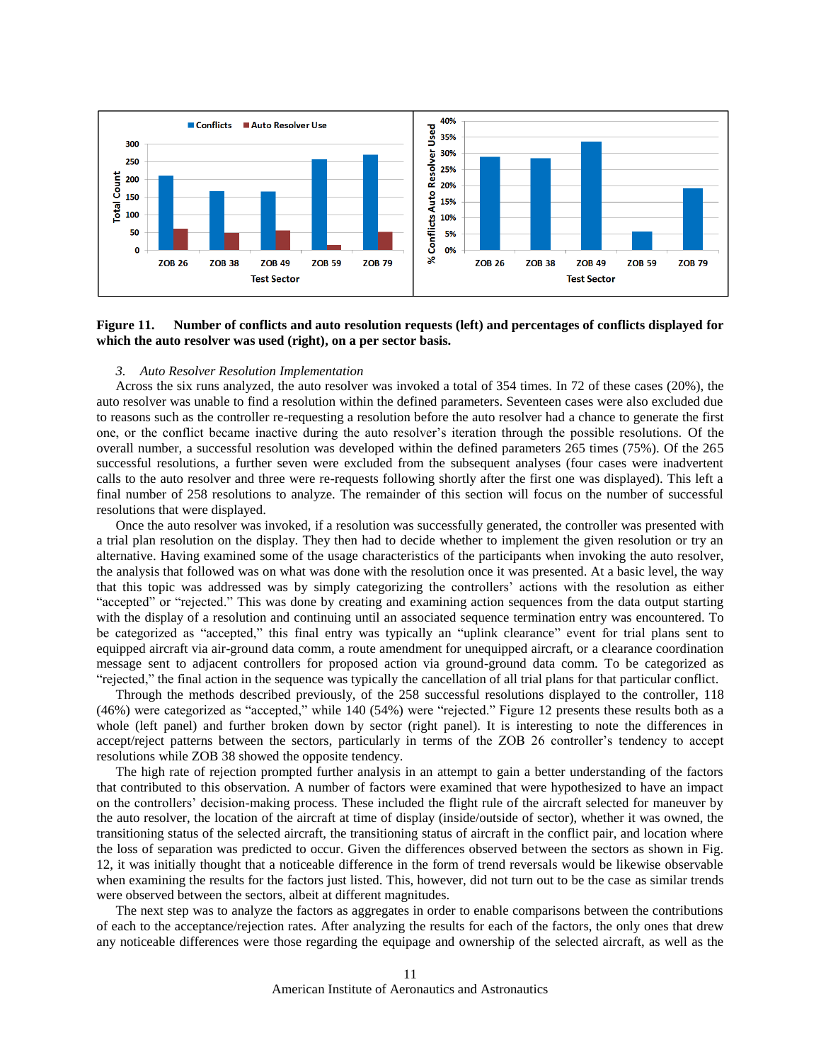Conflicts
Auto Resolver Use

Total Count
300
250
200
150
100
50
0

ZOB 26
ZOB 38
ZOB 49
ZOB 59
ZOB 79

Test Sector

% Conflicts Auto Resolver Used
40%
35%
30%
25%
20%
15%
10%
5%
0%

ZOB 26
ZOB 38
ZOB 49
ZOB 59
ZOB 79

Test Sector

**Figure 11. Number of conflicts and auto resolution requests (left) and percentages of conflicts displayed for which the auto resolver was used (right), on a per sector basis.**

### *3. Auto Resolver Resolution Implementation*

Across the six runs analyzed, the auto resolver was invoked a total of 354 times. In 72 of these cases (20%), the auto resolver was unable to find a resolution within the defined parameters. Seventeen cases were also excluded due to reasons such as the controller re-requesting a resolution before the auto resolver had a chance to generate the first one, or the conflict became inactive during the auto resolver's iteration through the possible resolutions. Of the overall number, a successful resolution was developed within the defined parameters 265 times (75%). Of the 265 successful resolutions, a further seven were excluded from the subsequent analyses (four cases were inadvertent calls to the auto resolver and three were re-requests following shortly after the first one was displayed). This left a final number of 258 resolutions to analyze. The remainder of this section will focus on the number of successful resolutions that were displayed.

Once the auto resolver was invoked, if a resolution was successfully generated, the controller was presented with a trial plan resolution on the display. They then had to decide whether to implement the given resolution or try an alternative. Having examined some of the usage characteristics of the participants when invoking the auto resolver, the analysis that followed was on what was done with the resolution once it was presented. At a basic level, the way that this topic was addressed was by simply categorizing the controllers' actions with the resolution as either "accepted" or "rejected." This was done by creating and examining action sequences from the data output starting with the display of a resolution and continuing until an associated sequence termination entry was encountered. To be categorized as "accepted," this final entry was typically an "uplink clearance" event for trial plans sent to equipped aircraft via air-ground data comm, a route amendment for unequipped aircraft, or a clearance coordination message sent to adjacent controllers for proposed action via ground-ground data comm. To be categorized as "rejected," the final action in the sequence was typically the cancellation of all trial plans for that particular conflict.

Through the methods described previously, of the 258 successful resolutions displayed to the controller, 118 (46%) were categorized as "accepted," while 140 (54%) were "rejected." Figure 12 presents these results both as a whole (left panel) and further broken down by sector (right panel). It is interesting to note the differences in accept/reject patterns between the sectors, particularly in terms of the ZOB 26 controller's tendency to accept resolutions while ZOB 38 showed the opposite tendency.

The high rate of rejection prompted further analysis in an attempt to gain a better understanding of the factors that contributed to this observation. A number of factors were examined that were hypothesized to have an impact on the controllers' decision-making process. These included the flight rule of the aircraft selected for maneuver by the auto resolver, the location of the aircraft at time of display (inside/outside of sector), whether it was owned, the transitioning status of the selected aircraft, the transitioning status of aircraft in the conflict pair, and location where the loss of separation was predicted to occur. Given the differences observed between the sectors as shown in Fig. 12, it was initially thought that a noticeable difference in the form of trend reversals would be likewise observable when examining the results for the factors just listed. This, however, did not turn out to be the case as similar trends were observed between the sectors, albeit at different magnitudes.

The next step was to analyze the factors as aggregates in order to enable comparisons between the contributions of each to the acceptance/rejection rates. After analyzing the results for each of the factors, the only ones that drew any noticeable differences were those regarding the equipage and ownership of the selected aircraft, as well as the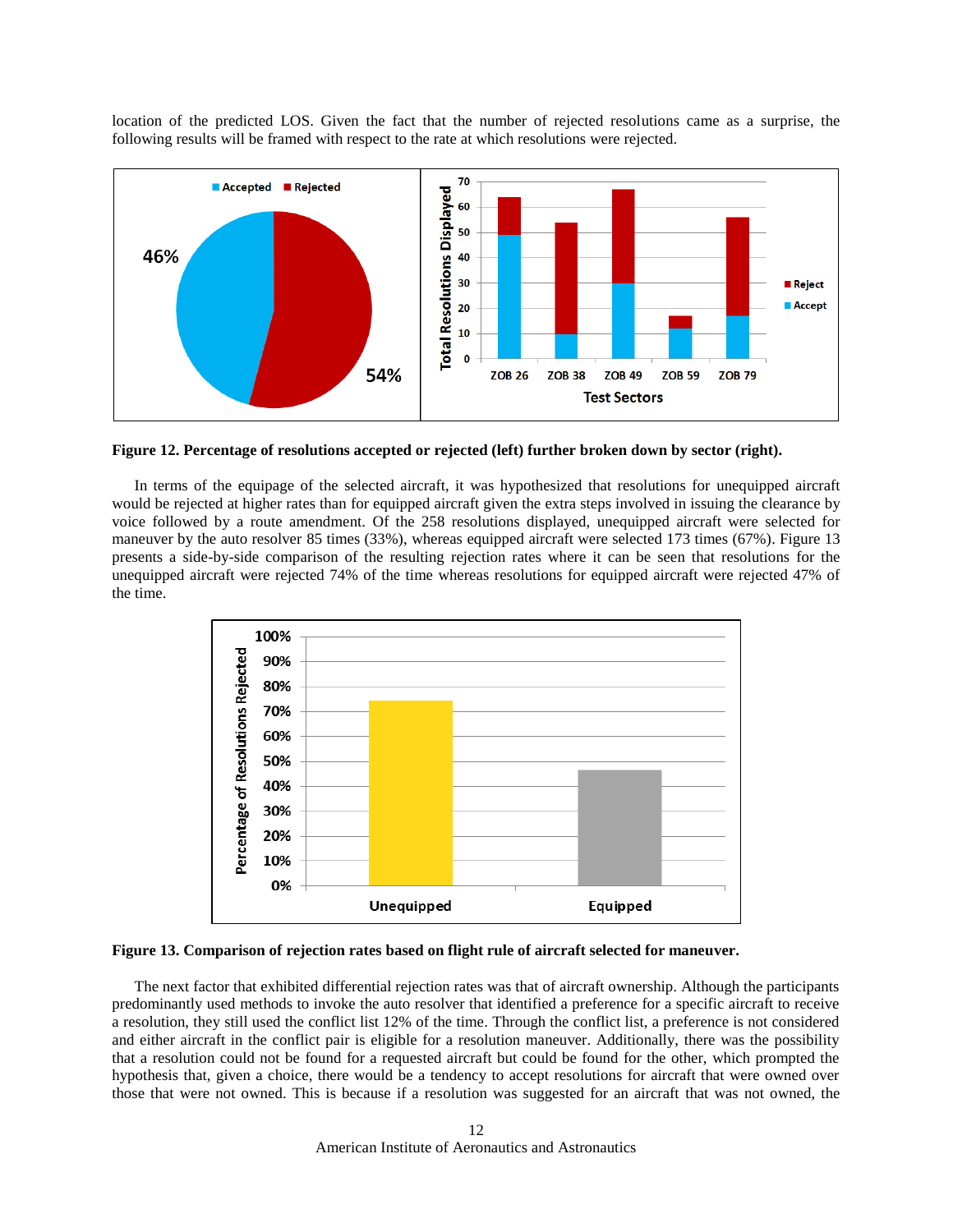location of the predicted LOS. Given the fact that the number of rejected resolutions came as a surprise, the following results will be framed with respect to the rate at which resolutions were rejected.

**Figure 12. Percentage of resolutions accepted or rejected (left) further broken down by sector (right).**

In terms of the equipage of the selected aircraft, it was hypothesized that resolutions for unequipped aircraft would be rejected at higher rates than for equipped aircraft given the extra steps involved in issuing the clearance by voice followed by a route amendment. Of the 258 resolutions displayed, unequipped aircraft were selected for maneuver by the auto resolver 85 times (33%), whereas equipped aircraft were selected 173 times (67%). Figure 13 presents a side-by-side comparison of the resulting rejection rates where it can be seen that resolutions for the unequipped aircraft were rejected 74% of the time whereas resolutions for equipped aircraft were rejected 47% of the time.

**Figure 13. Comparison of rejection rates based on flight rule of aircraft selected for maneuver.**

The next factor that exhibited differential rejection rates was that of aircraft ownership. Although the participants predominantly used methods to invoke the auto resolver that identified a preference for a specific aircraft to receive a resolution, they still used the conflict list 12% of the time. Through the conflict list, a preference is not considered and either aircraft in the conflict pair is eligible for a resolution maneuver. Additionally, there was the possibility that a resolution could not be found for a requested aircraft but could be found for the other, which prompted the hypothesis that, given a choice, there would be a tendency to accept resolutions for aircraft that were owned over those that were not owned. This is because if a resolution was suggested for an aircraft that was not owned, the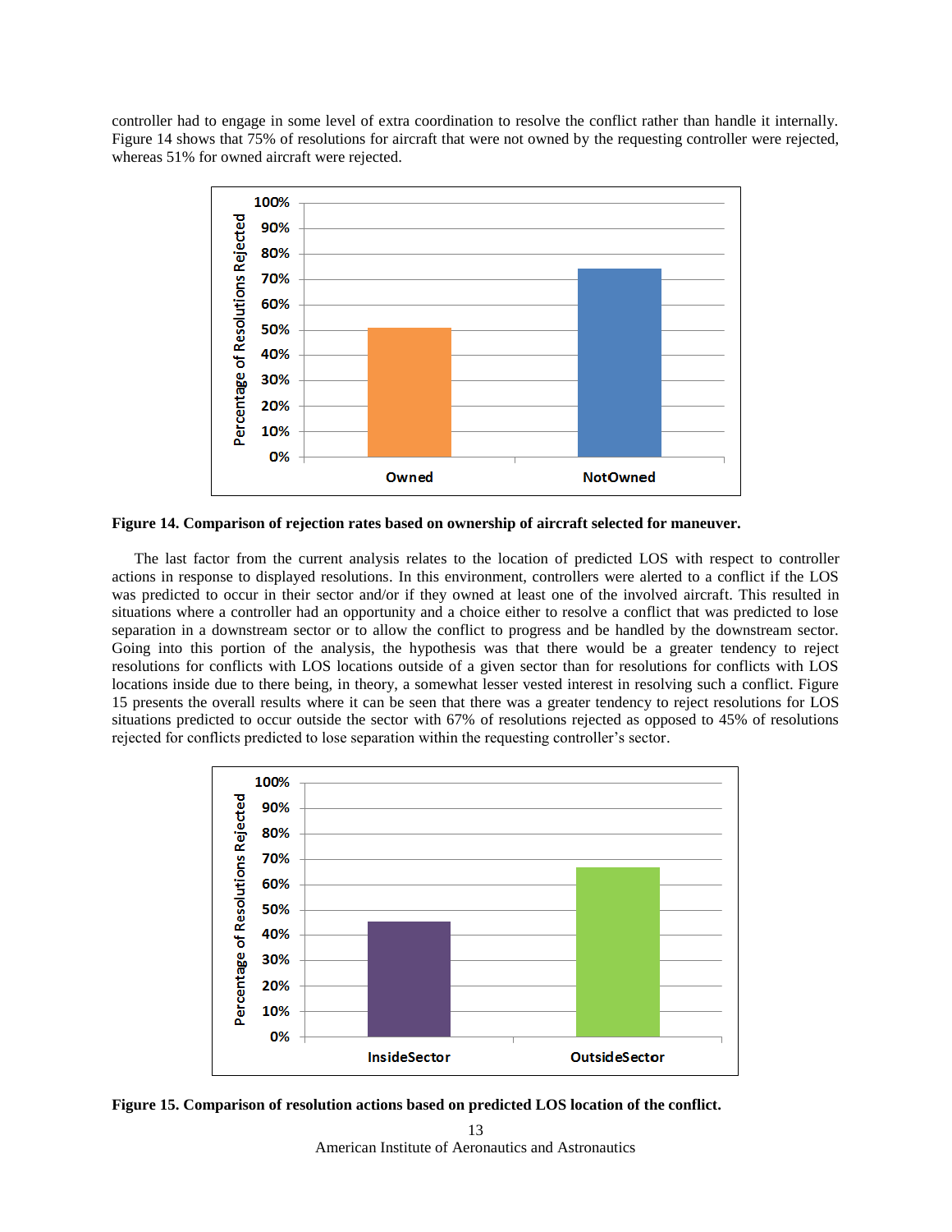controller had to engage in some level of extra coordination to resolve the conflict rather than handle it internally. Figure 14 shows that 75% of resolutions for aircraft that were not owned by the requesting controller were rejected, whereas 51% for owned aircraft were rejected.

**Figure 14. Comparison of rejection rates based on ownership of aircraft selected for maneuver.**

The last factor from the current analysis relates to the location of predicted LOS with respect to controller actions in response to displayed resolutions. In this environment, controllers were alerted to a conflict if the LOS was predicted to occur in their sector and/or if they owned at least one of the involved aircraft. This resulted in situations where a controller had an opportunity and a choice either to resolve a conflict that was predicted to lose separation in a downstream sector or to allow the conflict to progress and be handled by the downstream sector. Going into this portion of the analysis, the hypothesis was that there would be a greater tendency to reject resolutions for conflicts with LOS locations outside of a given sector than for resolutions for conflicts with LOS locations inside due to there being, in theory, a somewhat lesser vested interest in resolving such a conflict. Figure 15 presents the overall results where it can be seen that there was a greater tendency to reject resolutions for LOS situations predicted to occur outside the sector with 67% of resolutions rejected as opposed to 45% of resolutions rejected for conflicts predicted to lose separation within the requesting controller's sector.

**Figure 15. Comparison of resolution actions based on predicted LOS location of the conflict.**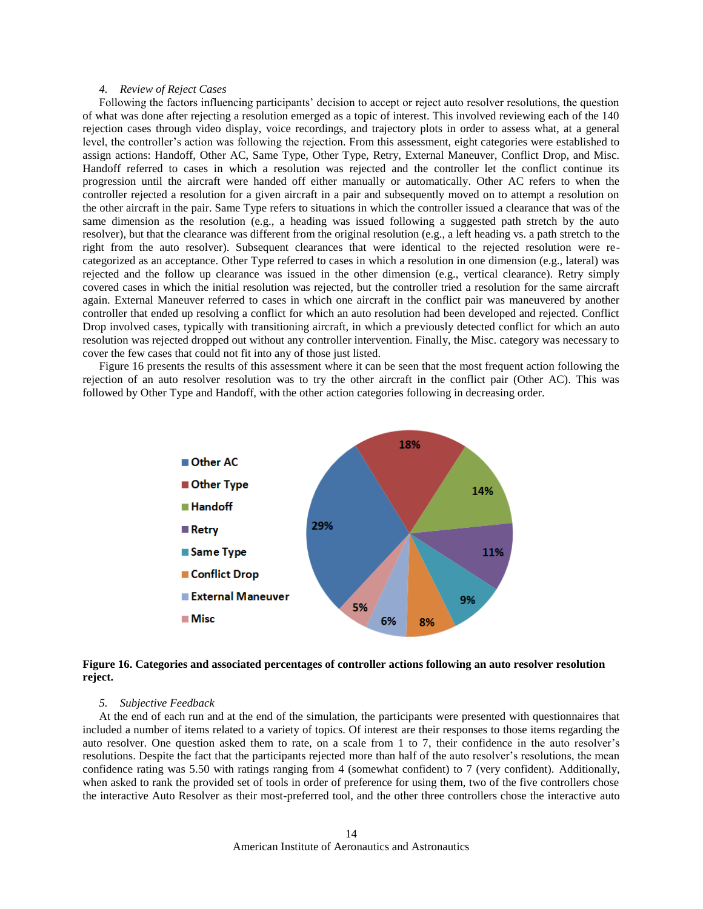*4. Review of Reject Cases*

Following the factors influencing participants' decision to accept or reject auto resolver resolutions, the question of what was done after rejecting a resolution emerged as a topic of interest. This involved reviewing each of the 140 rejection cases through video display, voice recordings, and trajectory plots in order to assess what, at a general level, the controller's action was following the rejection. From this assessment, eight categories were established to assign actions: Handoff, Other AC, Same Type, Other Type, Retry, External Maneuver, Conflict Drop, and Misc. Handoff referred to cases in which a resolution was rejected and the controller let the conflict continue its progression until the aircraft were handed off either manually or automatically. Other AC refers to when the controller rejected a resolution for a given aircraft in a pair and subsequently moved on to attempt a resolution on the other aircraft in the pair. Same Type refers to situations in which the controller issued a clearance that was of the same dimension as the resolution (e.g., a heading was issued following a suggested path stretch by the auto resolver), but that the clearance was different from the original resolution (e.g., a left heading vs. a path stretch to the right from the auto resolver). Subsequent clearances that were identical to the rejected resolution were re-categorized as an acceptance. Other Type referred to cases in which a resolution in one dimension (e.g., lateral) was rejected and the follow up clearance was issued in the other dimension (e.g., vertical clearance). Retry simply covered cases in which the initial resolution was rejected, but the controller tried a resolution for the same aircraft again. External Maneuver referred to cases in which one aircraft in the conflict pair was maneuvered by another controller that ended up resolving a conflict for which an auto resolution had been developed and rejected. Conflict Drop involved cases, typically with transitioning aircraft, in which a previously detected conflict for which an auto resolution was rejected dropped out without any controller intervention. Finally, the Misc. category was necessary to cover the few cases that could not fit into any of those just listed.

Figure 16 presents the results of this assessment where it can be seen that the most frequent action following the rejection of an auto resolver resolution was to try the other aircraft in the conflict pair (Other AC). This was followed by Other Type and Handoff, with the other action categories following in decreasing order.

Other AC
Other Type
Handoff
Retry
Same Type
Conflict Drop
External Maneuver
Misc

29%
18%
14%
11%
9%
8%
6%
5%

**Figure 16. Categories and associated percentages of controller actions following an auto resolver resolution reject.**

*5. Subjective Feedback*

At the end of each run and at the end of the simulation, the participants were presented with questionnaires that included a number of items related to a variety of topics. Of interest are their responses to those items regarding the auto resolver. One question asked them to rate, on a scale from 1 to 7, their confidence in the auto resolver's resolutions. Despite the fact that the participants rejected more than half of the auto resolver's resolutions, the mean confidence rating was 5.50 with ratings ranging from 4 (somewhat confident) to 7 (very confident). Additionally, when asked to rank the provided set of tools in order of preference for using them, two of the five controllers chose the interactive Auto Resolver as their most-preferred tool, and the other three controllers chose the interactive auto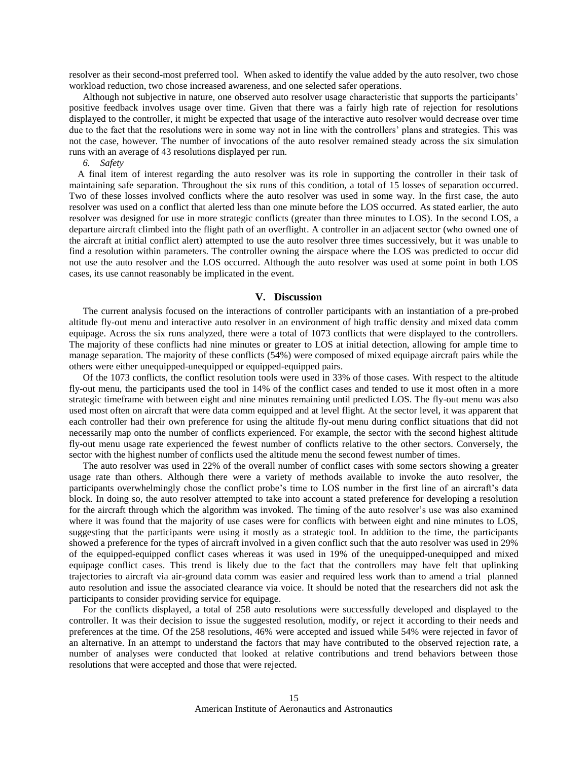resolver as their second-most preferred tool. When asked to identify the value added by the auto resolver, two chose workload reduction, two chose increased awareness, and one selected safer operations.

Although not subjective in nature, one observed auto resolver usage characteristic that supports the participants' positive feedback involves usage over time. Given that there was a fairly high rate of rejection for resolutions displayed to the controller, it might be expected that usage of the interactive auto resolver would decrease over time due to the fact that the resolutions were in some way not in line with the controllers' plans and strategies. This was not the case, however. The number of invocations of the auto resolver remained steady across the six simulation runs with an average of 43 resolutions displayed per run.

*6. Safety*

A final item of interest regarding the auto resolver was its role in supporting the controller in their task of maintaining safe separation. Throughout the six runs of this condition, a total of 15 losses of separation occurred. Two of these losses involved conflicts where the auto resolver was used in some way. In the first case, the auto resolver was used on a conflict that alerted less than one minute before the LOS occurred. As stated earlier, the auto resolver was designed for use in more strategic conflicts (greater than three minutes to LOS). In the second LOS, a departure aircraft climbed into the flight path of an overflight. A controller in an adjacent sector (who owned one of the aircraft at initial conflict alert) attempted to use the auto resolver three times successively, but it was unable to find a resolution within parameters. The controller owning the airspace where the LOS was predicted to occur did not use the auto resolver and the LOS occurred. Although the auto resolver was used at some point in both LOS cases, its use cannot reasonably be implicated in the event.

## V. Discussion

The current analysis focused on the interactions of controller participants with an instantiation of a pre-probed altitude fly-out menu and interactive auto resolver in an environment of high traffic density and mixed data comm equipage. Across the six runs analyzed, there were a total of 1073 conflicts that were displayed to the controllers. The majority of these conflicts had nine minutes or greater to LOS at initial detection, allowing for ample time to manage separation. The majority of these conflicts (54%) were composed of mixed equipage aircraft pairs while the others were either unequipped-unequipped or equipped-equipped pairs.

Of the 1073 conflicts, the conflict resolution tools were used in 33% of those cases. With respect to the altitude fly-out menu, the participants used the tool in 14% of the conflict cases and tended to use it most often in a more strategic timeframe with between eight and nine minutes remaining until predicted LOS. The fly-out menu was also used most often on aircraft that were data comm equipped and at level flight. At the sector level, it was apparent that each controller had their own preference for using the altitude fly-out menu during conflict situations that did not necessarily map onto the number of conflicts experienced. For example, the sector with the second highest altitude fly-out menu usage rate experienced the fewest number of conflicts relative to the other sectors. Conversely, the sector with the highest number of conflicts used the altitude menu the second fewest number of times.

The auto resolver was used in 22% of the overall number of conflict cases with some sectors showing a greater usage rate than others. Although there were a variety of methods available to invoke the auto resolver, the participants overwhelmingly chose the conflict probe's time to LOS number in the first line of an aircraft's data block. In doing so, the auto resolver attempted to take into account a stated preference for developing a resolution for the aircraft through which the algorithm was invoked. The timing of the auto resolver's use was also examined where it was found that the majority of use cases were for conflicts with between eight and nine minutes to LOS, suggesting that the participants were using it mostly as a strategic tool. In addition to the time, the participants showed a preference for the types of aircraft involved in a given conflict such that the auto resolver was used in 29% of the equipped-equipped conflict cases whereas it was used in 19% of the unequipped-unequipped and mixed equipage conflict cases. This trend is likely due to the fact that the controllers may have felt that uplinking trajectories to aircraft via air-ground data comm was easier and required less work than to amend a trial planned auto resolution and issue the associated clearance via voice. It should be noted that the researchers did not ask the participants to consider providing service for equipage.

For the conflicts displayed, a total of 258 auto resolutions were successfully developed and displayed to the controller. It was their decision to issue the suggested resolution, modify, or reject it according to their needs and preferences at the time. Of the 258 resolutions, 46% were accepted and issued while 54% were rejected in favor of an alternative. In an attempt to understand the factors that may have contributed to the observed rejection rate, a number of analyses were conducted that looked at relative contributions and trend behaviors between those resolutions that were accepted and those that were rejected.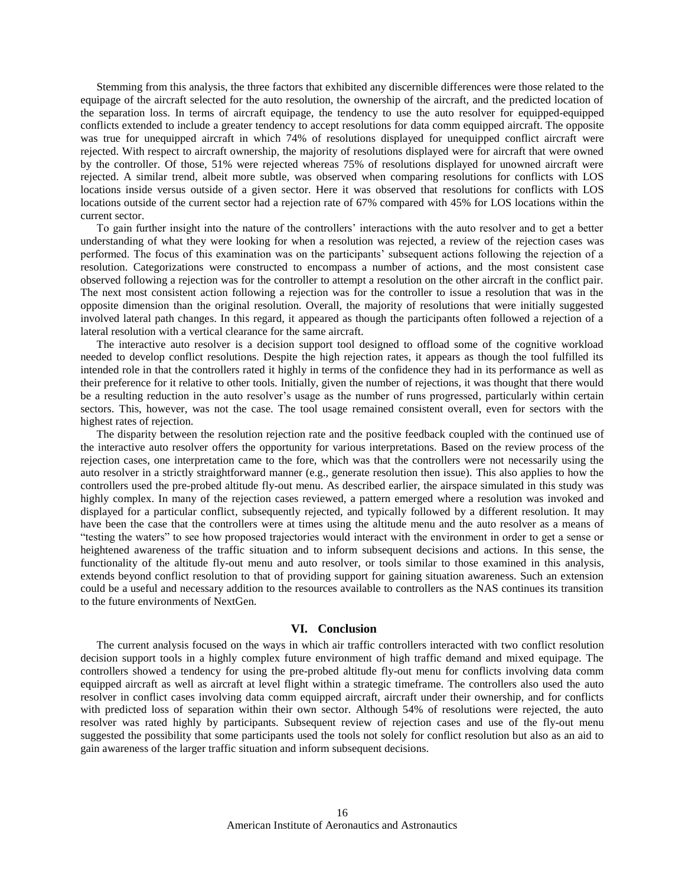Stemming from this analysis, the three factors that exhibited any discernible differences were those related to the equipage of the aircraft selected for the auto resolution, the ownership of the aircraft, and the predicted location of the separation loss. In terms of aircraft equipage, the tendency to use the auto resolver for equipped-equipped conflicts extended to include a greater tendency to accept resolutions for data comm equipped aircraft. The opposite was true for unequipped aircraft in which 74% of resolutions displayed for unequipped conflict aircraft were rejected. With respect to aircraft ownership, the majority of resolutions displayed were for aircraft that were owned by the controller. Of those, 51% were rejected whereas 75% of resolutions displayed for unowned aircraft were rejected. A similar trend, albeit more subtle, was observed when comparing resolutions for conflicts with LOS locations inside versus outside of a given sector. Here it was observed that resolutions for conflicts with LOS locations outside of the current sector had a rejection rate of 67% compared with 45% for LOS locations within the current sector.

To gain further insight into the nature of the controllers' interactions with the auto resolver and to get a better understanding of what they were looking for when a resolution was rejected, a review of the rejection cases was performed. The focus of this examination was on the participants' subsequent actions following the rejection of a resolution. Categorizations were constructed to encompass a number of actions, and the most consistent case observed following a rejection was for the controller to attempt a resolution on the other aircraft in the conflict pair. The next most consistent action following a rejection was for the controller to issue a resolution that was in the opposite dimension than the original resolution. Overall, the majority of resolutions that were initially suggested involved lateral path changes. In this regard, it appeared as though the participants often followed a rejection of a lateral resolution with a vertical clearance for the same aircraft.

The interactive auto resolver is a decision support tool designed to offload some of the cognitive workload needed to develop conflict resolutions. Despite the high rejection rates, it appears as though the tool fulfilled its intended role in that the controllers rated it highly in terms of the confidence they had in its performance as well as their preference for it relative to other tools. Initially, given the number of rejections, it was thought that there would be a resulting reduction in the auto resolver's usage as the number of runs progressed, particularly within certain sectors. This, however, was not the case. The tool usage remained consistent overall, even for sectors with the highest rates of rejection.

The disparity between the resolution rejection rate and the positive feedback coupled with the continued use of the interactive auto resolver offers the opportunity for various interpretations. Based on the review process of the rejection cases, one interpretation came to the fore, which was that the controllers were not necessarily using the auto resolver in a strictly straightforward manner (e.g., generate resolution then issue). This also applies to how the controllers used the pre-probed altitude fly-out menu. As described earlier, the airspace simulated in this study was highly complex. In many of the rejection cases reviewed, a pattern emerged where a resolution was invoked and displayed for a particular conflict, subsequently rejected, and typically followed by a different resolution. It may have been the case that the controllers were at times using the altitude menu and the auto resolver as a means of "testing the waters" to see how proposed trajectories would interact with the environment in order to get a sense or heightened awareness of the traffic situation and to inform subsequent decisions and actions. In this sense, the functionality of the altitude fly-out menu and auto resolver, or tools similar to those examined in this analysis, extends beyond conflict resolution to that of providing support for gaining situation awareness. Such an extension could be a useful and necessary addition to the resources available to controllers as the NAS continues its transition to the future environments of NextGen.

## VI. Conclusion

The current analysis focused on the ways in which air traffic controllers interacted with two conflict resolution decision support tools in a highly complex future environment of high traffic demand and mixed equipage. The controllers showed a tendency for using the pre-probed altitude fly-out menu for conflicts involving data comm equipped aircraft as well as aircraft at level flight within a strategic timeframe. The controllers also used the auto resolver in conflict cases involving data comm equipped aircraft, aircraft under their ownership, and for conflicts with predicted loss of separation within their own sector. Although 54% of resolutions were rejected, the auto resolver was rated highly by participants. Subsequent review of rejection cases and use of the fly-out menu suggested the possibility that some participants used the tools not solely for conflict resolution but also as an aid to gain awareness of the larger traffic situation and inform subsequent decisions.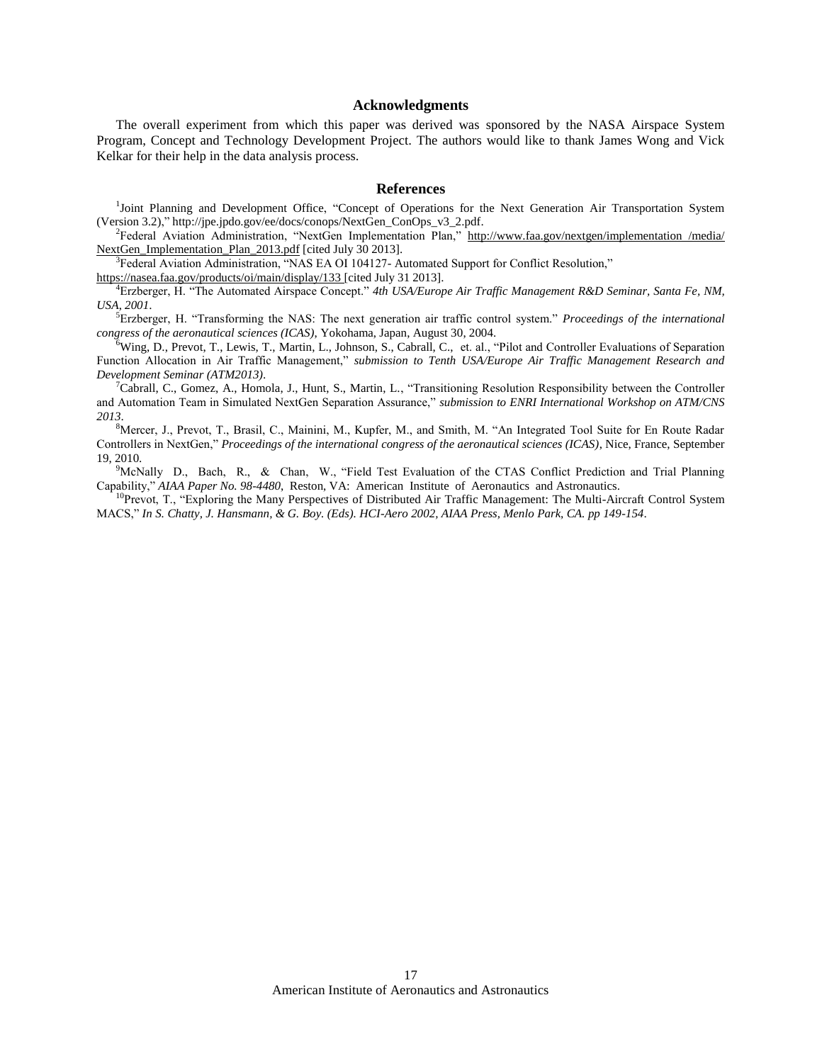## Acknowledgments

The overall experiment from which this paper was derived was sponsored by the NASA Airspace System Program, Concept and Technology Development Project. The authors would like to thank James Wong and Vick Kelkar for their help in the data analysis process.

## References

[1]Joint Planning and Development Office, "Concept of Operations for the Next Generation Air Transportation System (Version 3.2)," http://jpe.jpdo.gov/ee/docs/conops/NextGen_ConOps_v3_2.pdf.

[2]Federal Aviation Administration, "NextGen Implementation Plan," http://www.faa.gov/nextgen/implementation /media/NextGen_Implementation_Plan_2013.pdf [cited July 30 2013].

[3]Federal Aviation Administration, "NAS EA OI 104127- Automated Support for Conflict Resolution," https://nasea.faa.gov/products/oi/main/display/133 [cited July 31 2013].

[4]Erzberger, H. "The Automated Airspace Concept." *4th USA/Europe Air Traffic Management R&D Seminar, Santa Fe, NM, USA, 2001*.

[5]Erzberger, H. "Transforming the NAS: The next generation air traffic control system." *Proceedings of the international congress of the aeronautical sciences (ICAS)*, Yokohama, Japan, August 30, 2004.

[6]Wing, D., Prevot, T., Lewis, T., Martin, L., Johnson, S., Cabrall, C., et. al., "Pilot and Controller Evaluations of Separation Function Allocation in Air Traffic Management," *submission to Tenth USA/Europe Air Traffic Management Research and Development Seminar (ATM2013)*.

[7]Cabrall, C., Gomez, A., Homola, J., Hunt, S., Martin, L., "Transitioning Resolution Responsibility between the Controller and Automation Team in Simulated NextGen Separation Assurance," *submission to ENRI International Workshop on ATM/CNS 2013*.

[8]Mercer, J., Prevot, T., Brasil, C., Mainini, M., Kupfer, M., and Smith, M. "An Integrated Tool Suite for En Route Radar Controllers in NextGen," *Proceedings of the international congress of the aeronautical sciences (ICAS)*, Nice, France, September 19, 2010.

[9]McNally D., Bach, R., & Chan, W., "Field Test Evaluation of the CTAS Conflict Prediction and Trial Planning Capability," *AIAA Paper No. 98-4480*, Reston, VA: American Institute of Aeronautics and Astronautics.

[10]Prevot, T., "Exploring the Many Perspectives of Distributed Air Traffic Management: The Multi-Aircraft Control System MACS," *In S. Chatty, J. Hansmann, & G. Boy. (Eds). HCI-Aero 2002, AIAA Press, Menlo Park, CA. pp 149-154*.